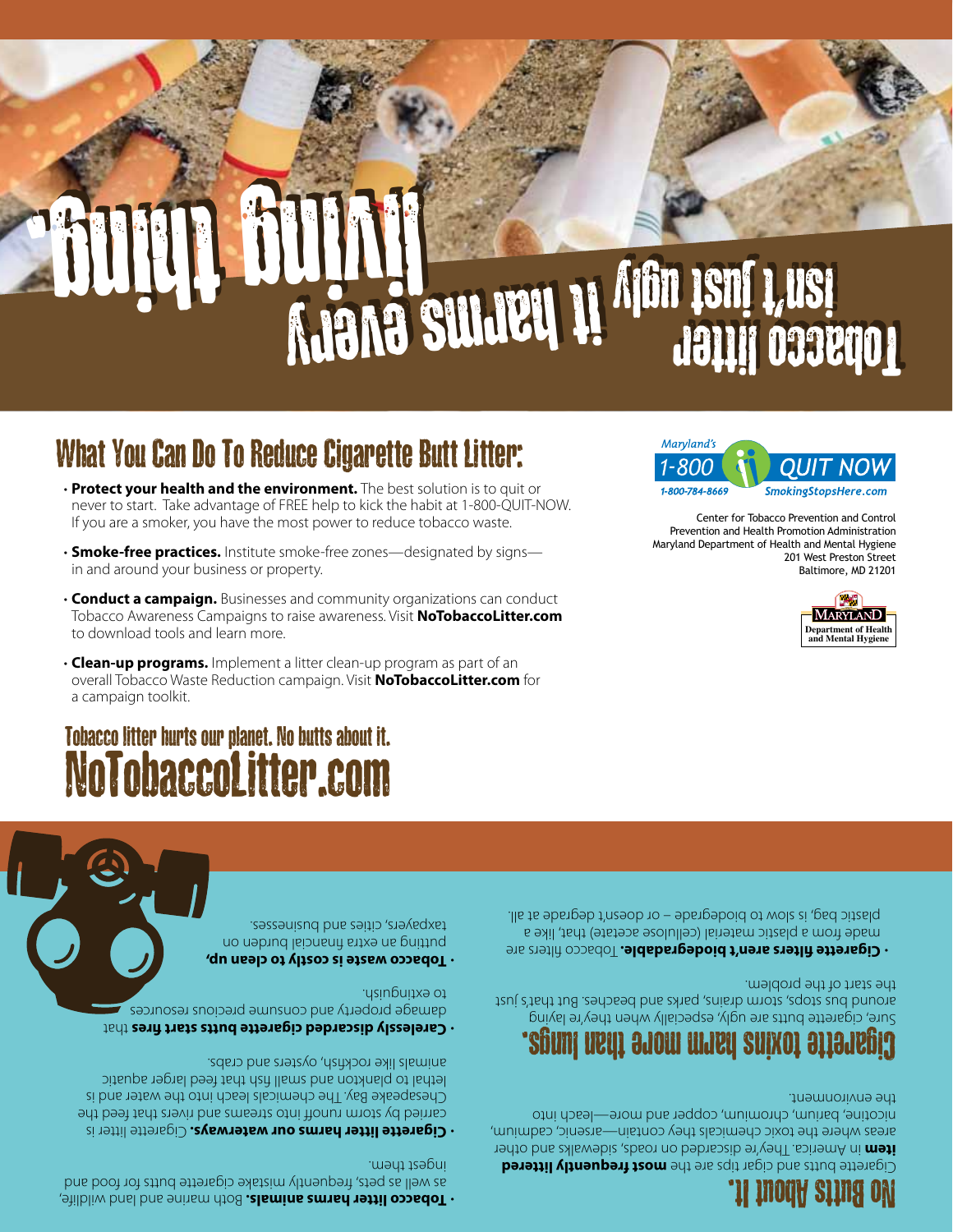# Tobacco litter isn't just ugly it harms every living thing.

## What You Can Do To Reduce Cigarette Butt Litter:

- **Protect your health and the environment.** The best solution is to quit or never to start. Take advantage of FREE help to kick the habit at 1-800-QUIT-NOW. If you are a smoker, you have the most power to reduce tobacco waste.
- **Smoke-free practices.** Institute smoke-free zones—designated by signs—in and around your business or property.
- **Conduct a campaign.** Businesses and community organizations can conduct Tobacco Awareness Campaigns to raise awareness. Visit **NoTobaccoLitter.com** to download tools and learn more.
- **Clean-up programs.** Implement a litter clean-up program as part of an overall Tobacco Waste Reduction campaign. Visit **NoTobaccoLitter.com** for a campaign toolkit.

Maryland's 1-800 QUIT NOW
1-800-784-8669 SmokingStopsHere.com

Center for Tobacco Prevention and Control
Prevention and Health Promotion Administration
Maryland Department of Health and Mental Hygiene
201 West Preston Street
Baltimore, MD 21201

Maryland Department of Health and Mental Hygiene

## Tobacco litter hurts our planet. No butts about it.

# NoTobaccoLitter.com

## No Butts About It.

Cigarette butts and cigar tips are the **most frequently littered item** in America. They're discarded on roads, sidewalks and other areas where the toxic chemicals they contain—arsenic, cadmium, nicotine, barium, chromium, copper and more—leach into the environment.

## Cigarette toxins harm more than lungs.

Sure, cigarette butts are ugly, especially when they're laying around bus stops, storm drains, parks and beaches. But that's just the start of the problem.

- **Cigarette filters aren't biodegradable.** Tobacco filters are made from a plastic material (cellulose acetate) that, like a plastic bag, is slow to biodegrade – or doesn't degrade at all.
- **Tobacco litter harms animals.** Both marine and land wildlife, as well as pets, frequently mistake cigarette butts for food and ingest them.
- **Cigarette litter harms our waterways.** Cigarette litter is carried by storm runoff into streams and rivers that feed the Chesapeake Bay. The chemicals leach into the water and is lethal to plankton and small fish that feed larger aquatic animals like rockfish, oysters and crabs.
- **Carelessly discarded cigarette butts start fires** that damage property and consume precious resources to extinguish.
- **Tobacco waste is costly to clean up,** putting an extra financial burden on taxpayers, cities and businesses.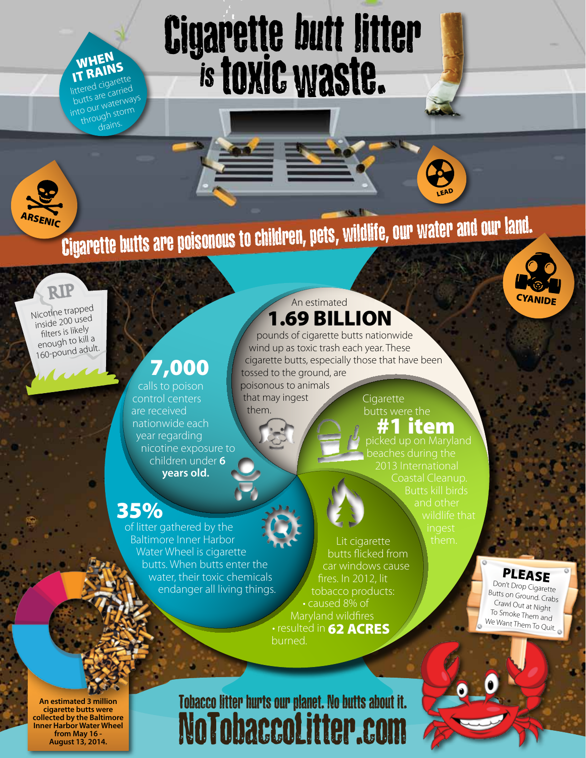# Cigarette butt litter is toxic waste.

**WHEN IT RAINS** littered cigarette butts are carried into our waterways through storm drains.

ARSENIC

LEAD

CYANIDE

## Cigarette butts are poisonous to children, pets, wildlife, our water and our land.

RIP

Nicotine trapped inside 200 used filters is likely enough to kill a 160-pound adult.

An estimated **1.69 BILLION** pounds of cigarette butts nationwide wind up as toxic trash each year. These cigarette butts, especially those that have been tossed to the ground, are poisonous to animals that may ingest them.

**7,000** calls to poison control centers are received nationwide each year regarding nicotine exposure to children under **6 years old.**

Cigarette butts were the **#1 item** picked up on Maryland beaches during the 2013 International Coastal Cleanup. Butts kill birds and other wildlife that ingest them.

**35%** of litter gathered by the Baltimore Inner Harbor Water Wheel is cigarette butts. When butts enter the water, their toxic chemicals endanger all living things.

Lit cigarette butts flicked from car windows cause fires. In 2012, lit tobacco products:

- caused 8% of Maryland wildfires
- resulted in **62 ACRES** burned.

**An estimated 3 million cigarette butts were collected by the Baltimore Inner Harbor Water Wheel from May 16 - August 13, 2014.**

**PLEASE**

Don't Drop Cigarette Butts on Ground. Crabs Crawl Out at Night To Smoke Them and We Want Them To Quit.

Tobacco litter hurts our planet. No butts about it.

NoTobaccoLitter.com